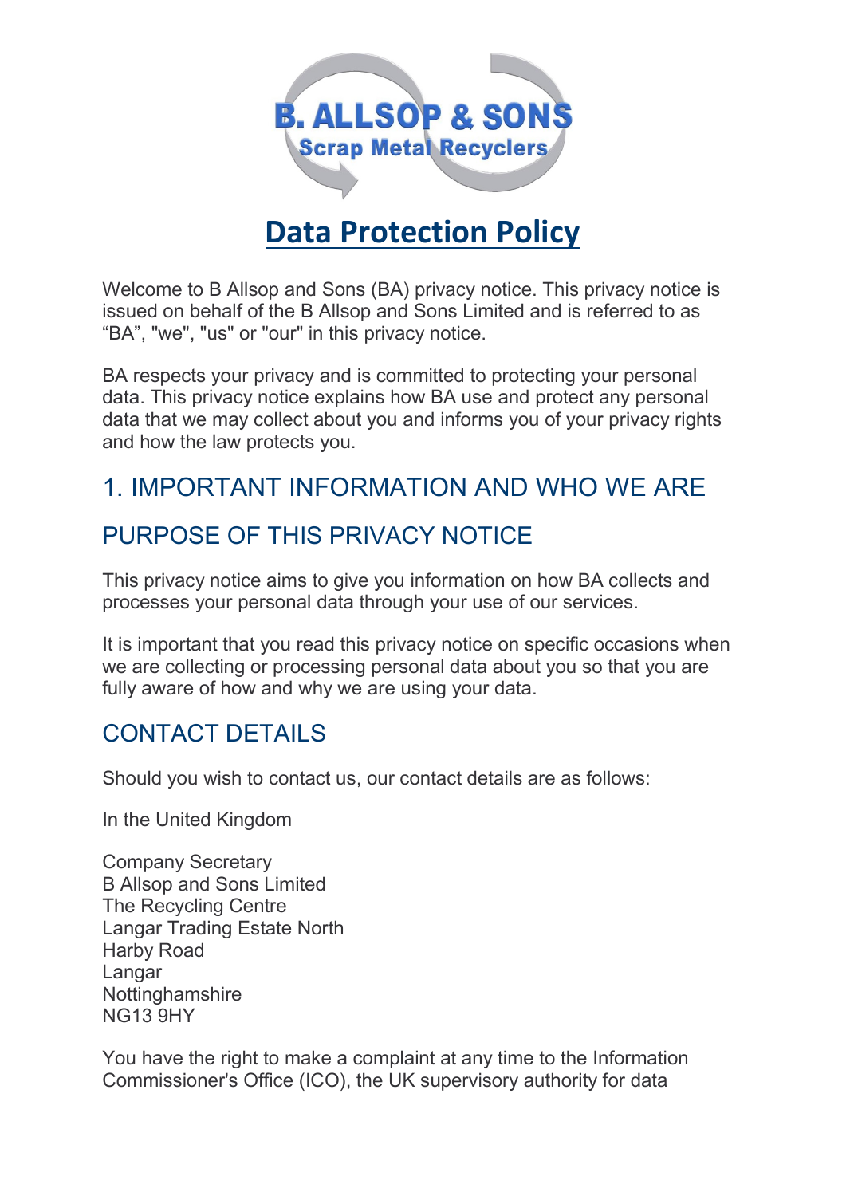B. ALLSOP & SONS
Scrap Metal Recyclers

# Data Protection Policy

Welcome to B Allsop and Sons (BA) privacy notice. This privacy notice is issued on behalf of the B Allsop and Sons Limited and is referred to as “BA”, "we", "us" or "our" in this privacy notice.

BA respects your privacy and is committed to protecting your personal data. This privacy notice explains how BA use and protect any personal data that we may collect about you and informs you of your privacy rights and how the law protects you.

## 1. IMPORTANT INFORMATION AND WHO WE ARE

## PURPOSE OF THIS PRIVACY NOTICE

This privacy notice aims to give you information on how BA collects and processes your personal data through your use of our services.

It is important that you read this privacy notice on specific occasions when we are collecting or processing personal data about you so that you are fully aware of how and why we are using your data.

## CONTACT DETAILS

Should you wish to contact us, our contact details are as follows:

In the United Kingdom

Company Secretary
B Allsop and Sons Limited
The Recycling Centre
Langar Trading Estate North
Harby Road
Langar
Nottinghamshire
NG13 9HY

You have the right to make a complaint at any time to the Information Commissioner's Office (ICO), the UK supervisory authority for data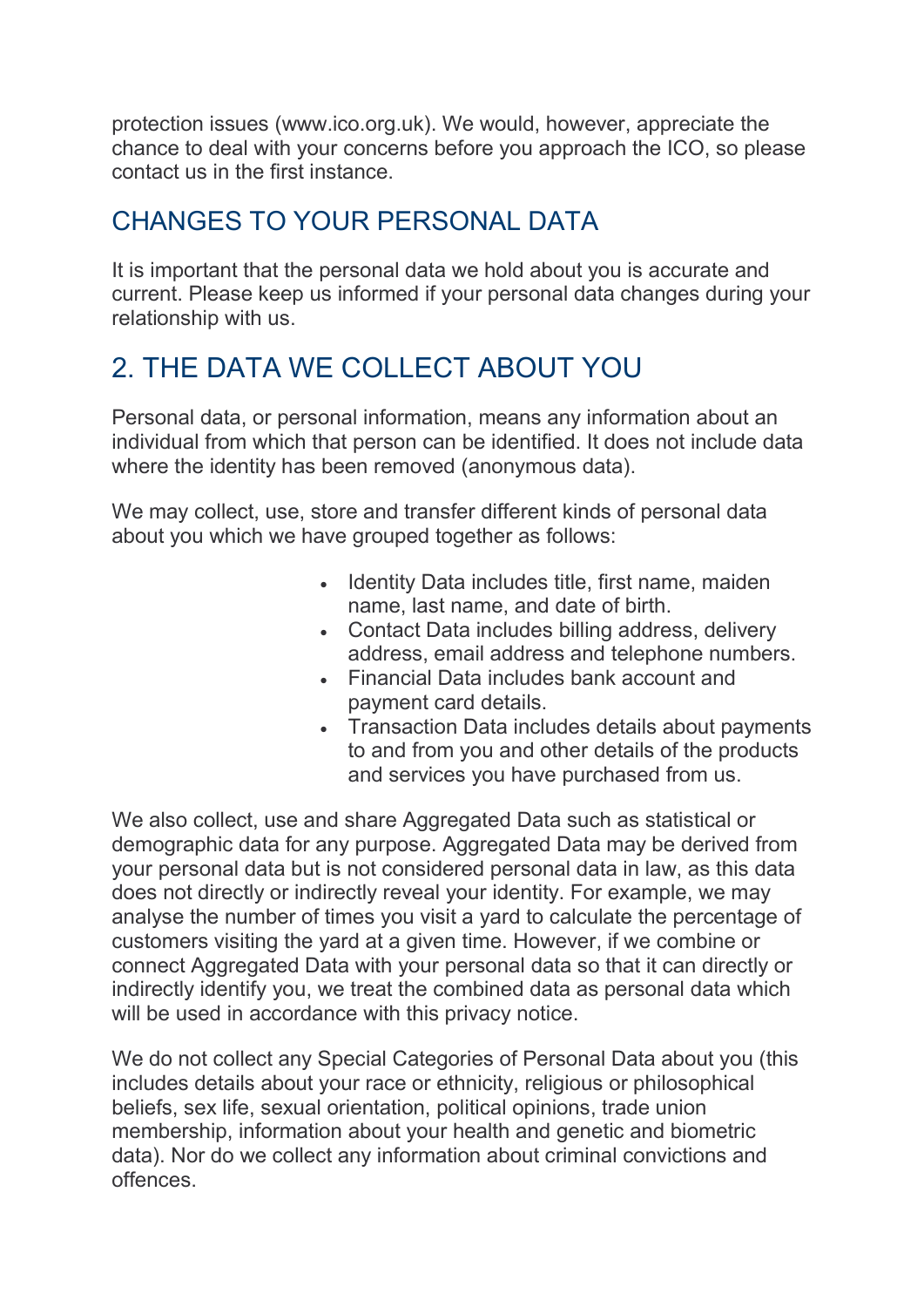protection issues (www.ico.org.uk). We would, however, appreciate the chance to deal with your concerns before you approach the ICO, so please contact us in the first instance.

## CHANGES TO YOUR PERSONAL DATA

It is important that the personal data we hold about you is accurate and current. Please keep us informed if your personal data changes during your relationship with us.

# 2. THE DATA WE COLLECT ABOUT YOU

Personal data, or personal information, means any information about an individual from which that person can be identified. It does not include data where the identity has been removed (anonymous data).

We may collect, use, store and transfer different kinds of personal data about you which we have grouped together as follows:

- Identity Data includes title, first name, maiden name, last name, and date of birth.
- Contact Data includes billing address, delivery address, email address and telephone numbers.
- Financial Data includes bank account and payment card details.
- Transaction Data includes details about payments to and from you and other details of the products and services you have purchased from us.

We also collect, use and share Aggregated Data such as statistical or demographic data for any purpose. Aggregated Data may be derived from your personal data but is not considered personal data in law, as this data does not directly or indirectly reveal your identity. For example, we may analyse the number of times you visit a yard to calculate the percentage of customers visiting the yard at a given time. However, if we combine or connect Aggregated Data with your personal data so that it can directly or indirectly identify you, we treat the combined data as personal data which will be used in accordance with this privacy notice.

We do not collect any Special Categories of Personal Data about you (this includes details about your race or ethnicity, religious or philosophical beliefs, sex life, sexual orientation, political opinions, trade union membership, information about your health and genetic and biometric data). Nor do we collect any information about criminal convictions and offences.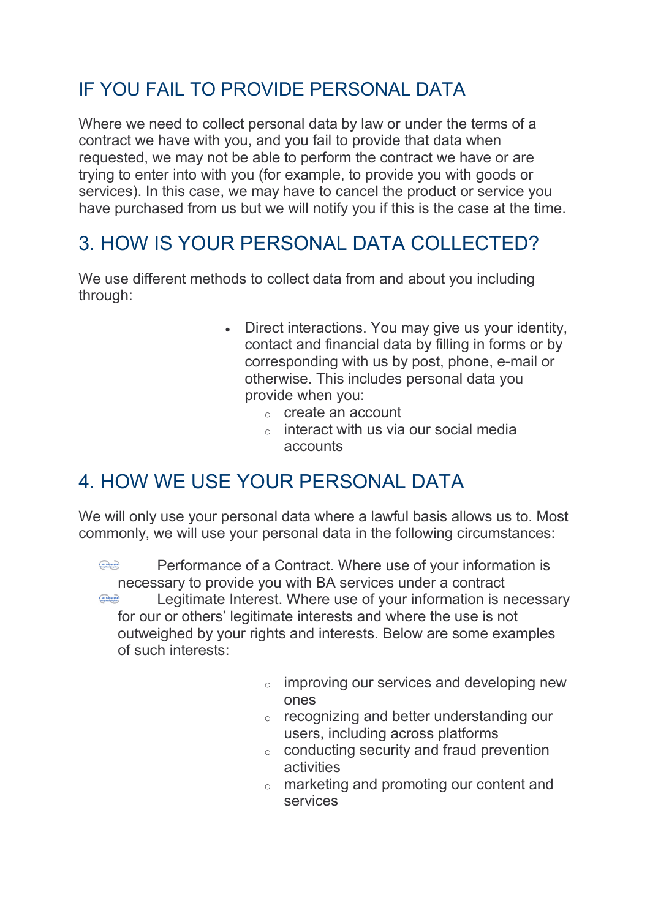## IF YOU FAIL TO PROVIDE PERSONAL DATA

Where we need to collect personal data by law or under the terms of a contract we have with you, and you fail to provide that data when requested, we may not be able to perform the contract we have or are trying to enter into with you (for example, to provide you with goods or services). In this case, we may have to cancel the product or service you have purchased from us but we will notify you if this is the case at the time.

## 3. HOW IS YOUR PERSONAL DATA COLLECTED?

We use different methods to collect data from and about you including through:

- Direct interactions. You may give us your identity, contact and financial data by filling in forms or by corresponding with us by post, phone, e-mail or otherwise. This includes personal data you provide when you:
  - create an account
  - interact with us via our social media accounts

## 4. HOW WE USE YOUR PERSONAL DATA

We will only use your personal data where a lawful basis allows us to. Most commonly, we will use your personal data in the following circumstances:

- Performance of a Contract. Where use of your information is necessary to provide you with BA services under a contract
- Legitimate Interest. Where use of your information is necessary for our or others' legitimate interests and where the use is not outweighed by your rights and interests. Below are some examples of such interests:
  - improving our services and developing new ones
  - recognizing and better understanding our users, including across platforms
  - conducting security and fraud prevention activities
  - marketing and promoting our content and services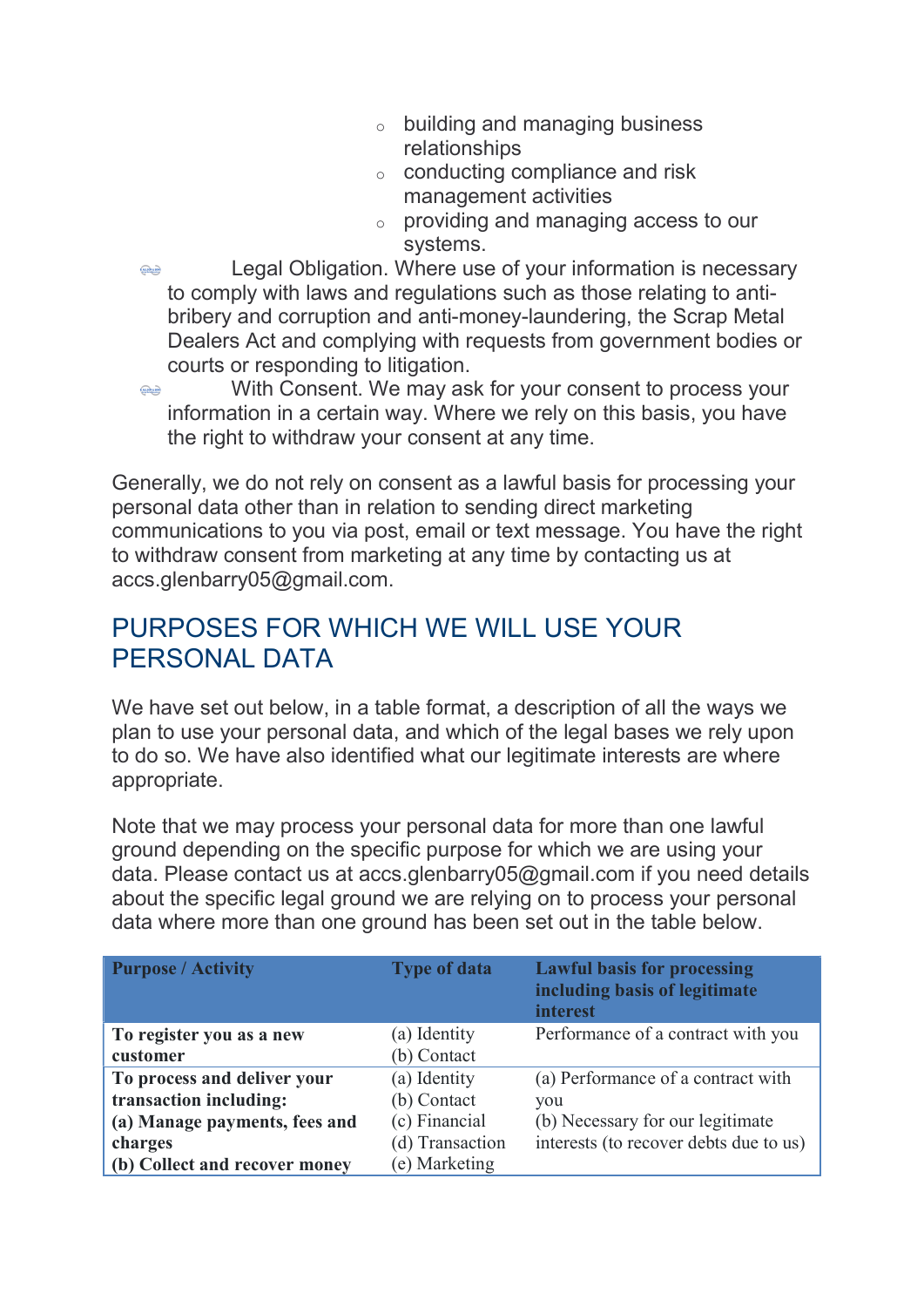- building and managing business relationships
  - conducting compliance and risk management activities
  - providing and managing access to our systems.
- Legal Obligation. Where use of your information is necessary to comply with laws and regulations such as those relating to anti-bribery and corruption and anti-money-laundering, the Scrap Metal Dealers Act and complying with requests from government bodies or courts or responding to litigation.
- With Consent. We may ask for your consent to process your information in a certain way. Where we rely on this basis, you have the right to withdraw your consent at any time.

Generally, we do not rely on consent as a lawful basis for processing your personal data other than in relation to sending direct marketing communications to you via post, email or text message. You have the right to withdraw consent from marketing at any time by contacting us at accs.glenbarry05@gmail.com.

## PURPOSES FOR WHICH WE WILL USE YOUR PERSONAL DATA

We have set out below, in a table format, a description of all the ways we plan to use your personal data, and which of the legal bases we rely upon to do so. We have also identified what our legitimate interests are where appropriate.

Note that we may process your personal data for more than one lawful ground depending on the specific purpose for which we are using your data. Please contact us at accs.glenbarry05@gmail.com if you need details about the specific legal ground we are relying on to process your personal data where more than one ground has been set out in the table below.

| Purpose / Activity | Type of data | Lawful basis for processing including basis of legitimate interest |
|---|---|---|
| **To register you as a new customer** | (a) Identity<br>(b) Contact | Performance of a contract with you |
| **To process and deliver your transaction including:**<br>**(a) Manage payments, fees and charges**<br>**(b) Collect and recover money** | (a) Identity<br>(b) Contact<br>(c) Financial<br>(d) Transaction<br>(e) Marketing | (a) Performance of a contract with you<br>(b) Necessary for our legitimate interests (to recover debts due to us) |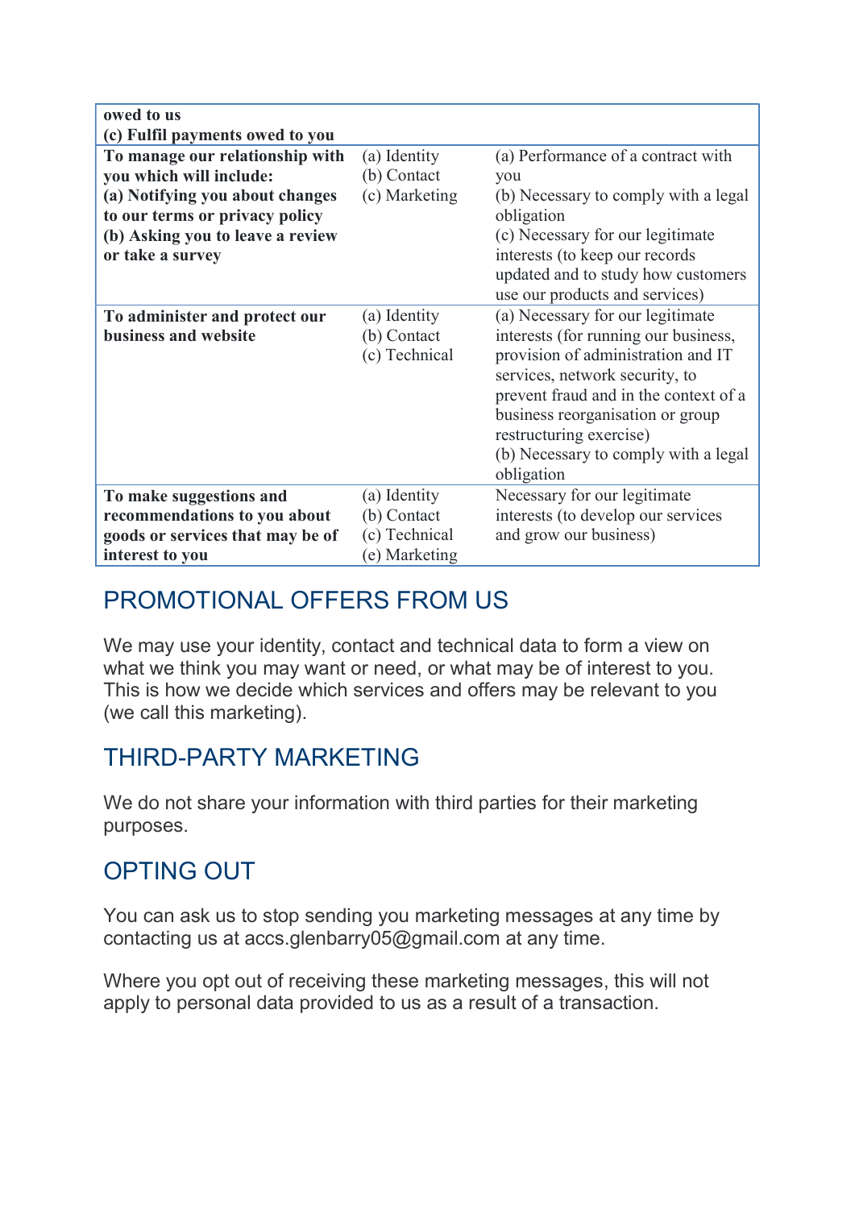| | | |
|---|---|---|
| **owed to us**<br>**(c) Fulfil payments owed to you** | | |
| **To manage our relationship with you which will include:**<br>**(a) Notifying you about changes to our terms or privacy policy**<br>**(b) Asking you to leave a review or take a survey** | (a) Identity<br>(b) Contact<br>(c) Marketing | (a) Performance of a contract with you<br>(b) Necessary to comply with a legal obligation<br>(c) Necessary for our legitimate interests (to keep our records updated and to study how customers use our products and services) |
| **To administer and protect our business and website** | (a) Identity<br>(b) Contact<br>(c) Technical | (a) Necessary for our legitimate interests (for running our business, provision of administration and IT services, network security, to prevent fraud and in the context of a business reorganisation or group restructuring exercise)<br>(b) Necessary to comply with a legal obligation |
| **To make suggestions and recommendations to you about goods or services that may be of interest to you** | (a) Identity<br>(b) Contact<br>(c) Technical<br>(e) Marketing | Necessary for our legitimate interests (to develop our services and grow our business) |

## PROMOTIONAL OFFERS FROM US

We may use your identity, contact and technical data to form a view on what we think you may want or need, or what may be of interest to you. This is how we decide which services and offers may be relevant to you (we call this marketing).

## THIRD-PARTY MARKETING

We do not share your information with third parties for their marketing purposes.

## OPTING OUT

You can ask us to stop sending you marketing messages at any time by contacting us at accs.glenbarry05@gmail.com at any time.

Where you opt out of receiving these marketing messages, this will not apply to personal data provided to us as a result of a transaction.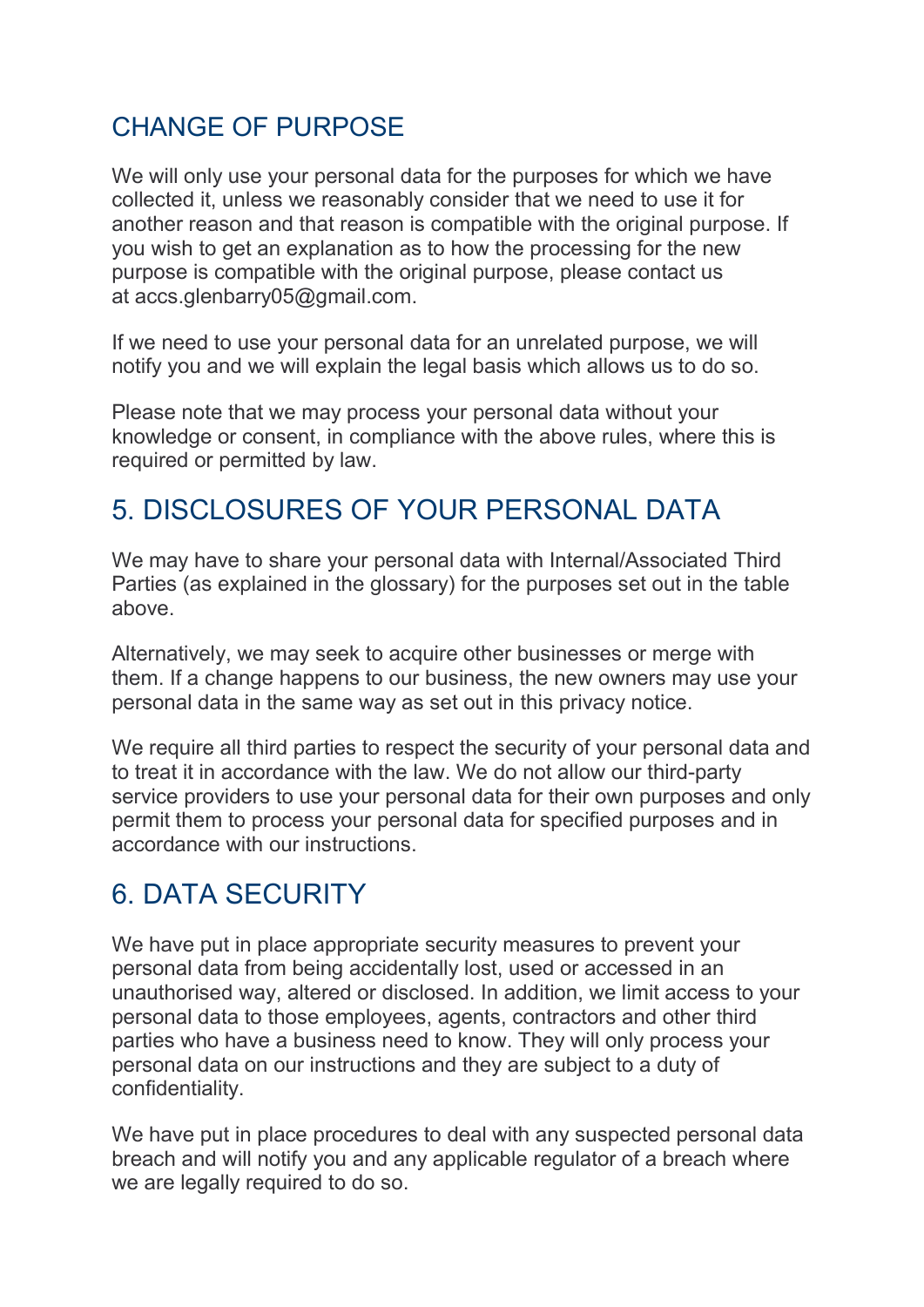## CHANGE OF PURPOSE

We will only use your personal data for the purposes for which we have collected it, unless we reasonably consider that we need to use it for another reason and that reason is compatible with the original purpose. If you wish to get an explanation as to how the processing for the new purpose is compatible with the original purpose, please contact us at accs.glenbarry05@gmail.com.

If we need to use your personal data for an unrelated purpose, we will notify you and we will explain the legal basis which allows us to do so.

Please note that we may process your personal data without your knowledge or consent, in compliance with the above rules, where this is required or permitted by law.

# 5. DISCLOSURES OF YOUR PERSONAL DATA

We may have to share your personal data with Internal/Associated Third Parties (as explained in the glossary) for the purposes set out in the table above.

Alternatively, we may seek to acquire other businesses or merge with them. If a change happens to our business, the new owners may use your personal data in the same way as set out in this privacy notice.

We require all third parties to respect the security of your personal data and to treat it in accordance with the law. We do not allow our third-party service providers to use your personal data for their own purposes and only permit them to process your personal data for specified purposes and in accordance with our instructions.

# 6. DATA SECURITY

We have put in place appropriate security measures to prevent your personal data from being accidentally lost, used or accessed in an unauthorised way, altered or disclosed. In addition, we limit access to your personal data to those employees, agents, contractors and other third parties who have a business need to know. They will only process your personal data on our instructions and they are subject to a duty of confidentiality.

We have put in place procedures to deal with any suspected personal data breach and will notify you and any applicable regulator of a breach where we are legally required to do so.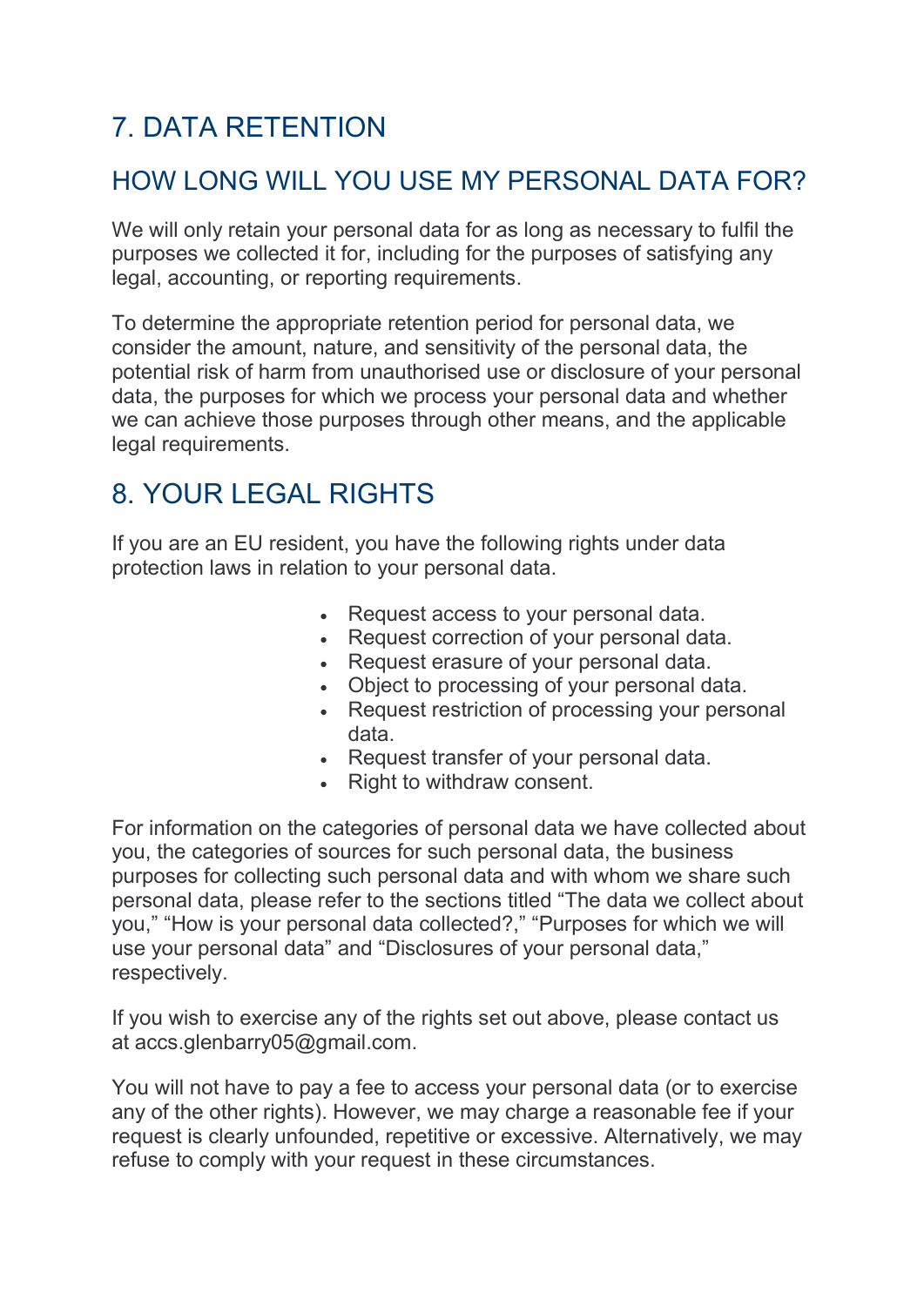## 7. DATA RETENTION

### HOW LONG WILL YOU USE MY PERSONAL DATA FOR?

We will only retain your personal data for as long as necessary to fulfil the purposes we collected it for, including for the purposes of satisfying any legal, accounting, or reporting requirements.

To determine the appropriate retention period for personal data, we consider the amount, nature, and sensitivity of the personal data, the potential risk of harm from unauthorised use or disclosure of your personal data, the purposes for which we process your personal data and whether we can achieve those purposes through other means, and the applicable legal requirements.

## 8. YOUR LEGAL RIGHTS

If you are an EU resident, you have the following rights under data protection laws in relation to your personal data.

- Request access to your personal data.
- Request correction of your personal data.
- Request erasure of your personal data.
- Object to processing of your personal data.
- Request restriction of processing your personal data.
- Request transfer of your personal data.
- Right to withdraw consent.

For information on the categories of personal data we have collected about you, the categories of sources for such personal data, the business purposes for collecting such personal data and with whom we share such personal data, please refer to the sections titled "The data we collect about you," "How is your personal data collected?," "Purposes for which we will use your personal data" and "Disclosures of your personal data," respectively.

If you wish to exercise any of the rights set out above, please contact us at accs.glenbarry05@gmail.com.

You will not have to pay a fee to access your personal data (or to exercise any of the other rights). However, we may charge a reasonable fee if your request is clearly unfounded, repetitive or excessive. Alternatively, we may refuse to comply with your request in these circumstances.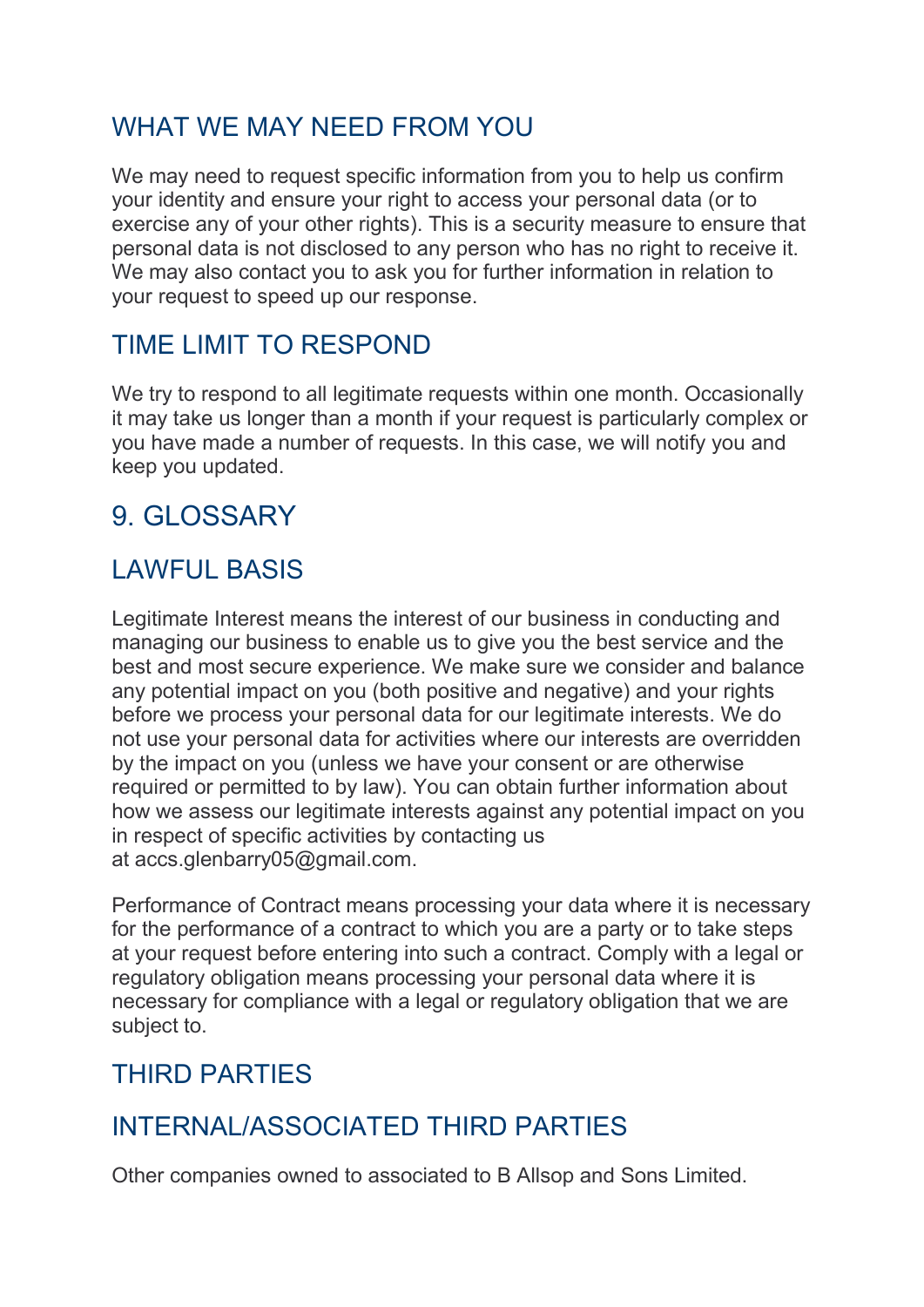## WHAT WE MAY NEED FROM YOU

We may need to request specific information from you to help us confirm your identity and ensure your right to access your personal data (or to exercise any of your other rights). This is a security measure to ensure that personal data is not disclosed to any person who has no right to receive it. We may also contact you to ask you for further information in relation to your request to speed up our response.

## TIME LIMIT TO RESPOND

We try to respond to all legitimate requests within one month. Occasionally it may take us longer than a month if your request is particularly complex or you have made a number of requests. In this case, we will notify you and keep you updated.

# 9. GLOSSARY

## LAWFUL BASIS

Legitimate Interest means the interest of our business in conducting and managing our business to enable us to give you the best service and the best and most secure experience. We make sure we consider and balance any potential impact on you (both positive and negative) and your rights before we process your personal data for our legitimate interests. We do not use your personal data for activities where our interests are overridden by the impact on you (unless we have your consent or are otherwise required or permitted to by law). You can obtain further information about how we assess our legitimate interests against any potential impact on you in respect of specific activities by contacting us at accs.glenbarry05@gmail.com.

Performance of Contract means processing your data where it is necessary for the performance of a contract to which you are a party or to take steps at your request before entering into such a contract. Comply with a legal or regulatory obligation means processing your personal data where it is necessary for compliance with a legal or regulatory obligation that we are subject to.

## THIRD PARTIES

## INTERNAL/ASSOCIATED THIRD PARTIES

Other companies owned to associated to B Allsop and Sons Limited.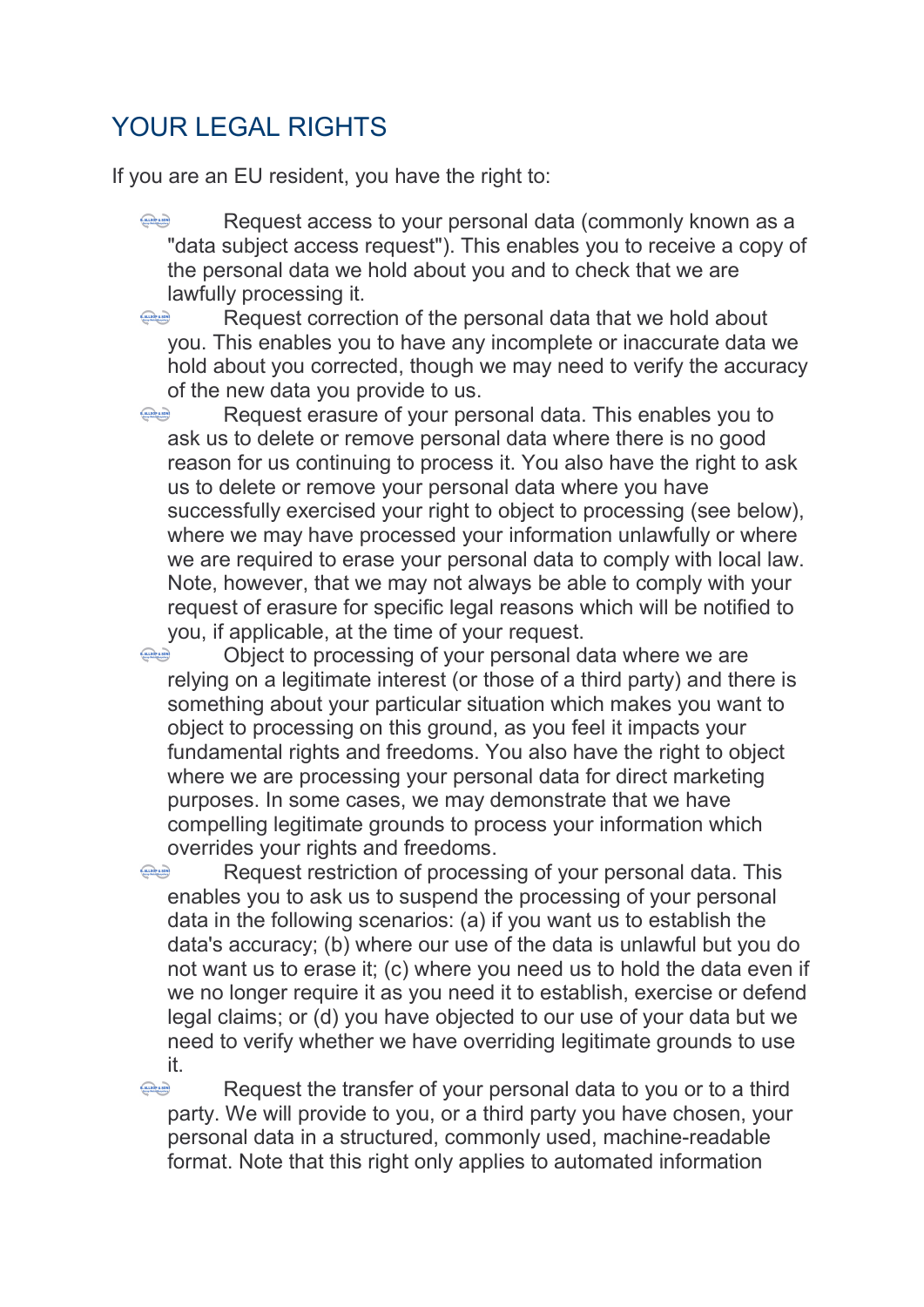## YOUR LEGAL RIGHTS

If you are an EU resident, you have the right to:

- Request access to your personal data (commonly known as a "data subject access request"). This enables you to receive a copy of the personal data we hold about you and to check that we are lawfully processing it.
- Request correction of the personal data that we hold about you. This enables you to have any incomplete or inaccurate data we hold about you corrected, though we may need to verify the accuracy of the new data you provide to us.
- Request erasure of your personal data. This enables you to ask us to delete or remove personal data where there is no good reason for us continuing to process it. You also have the right to ask us to delete or remove your personal data where you have successfully exercised your right to object to processing (see below), where we may have processed your information unlawfully or where we are required to erase your personal data to comply with local law. Note, however, that we may not always be able to comply with your request of erasure for specific legal reasons which will be notified to you, if applicable, at the time of your request.
- Object to processing of your personal data where we are relying on a legitimate interest (or those of a third party) and there is something about your particular situation which makes you want to object to processing on this ground, as you feel it impacts your fundamental rights and freedoms. You also have the right to object where we are processing your personal data for direct marketing purposes. In some cases, we may demonstrate that we have compelling legitimate grounds to process your information which overrides your rights and freedoms.
- Request restriction of processing of your personal data. This enables you to ask us to suspend the processing of your personal data in the following scenarios: (a) if you want us to establish the data's accuracy; (b) where our use of the data is unlawful but you do not want us to erase it; (c) where you need us to hold the data even if we no longer require it as you need it to establish, exercise or defend legal claims; or (d) you have objected to our use of your data but we need to verify whether we have overriding legitimate grounds to use it.
- Request the transfer of your personal data to you or to a third party. We will provide to you, or a third party you have chosen, your personal data in a structured, commonly used, machine-readable format. Note that this right only applies to automated information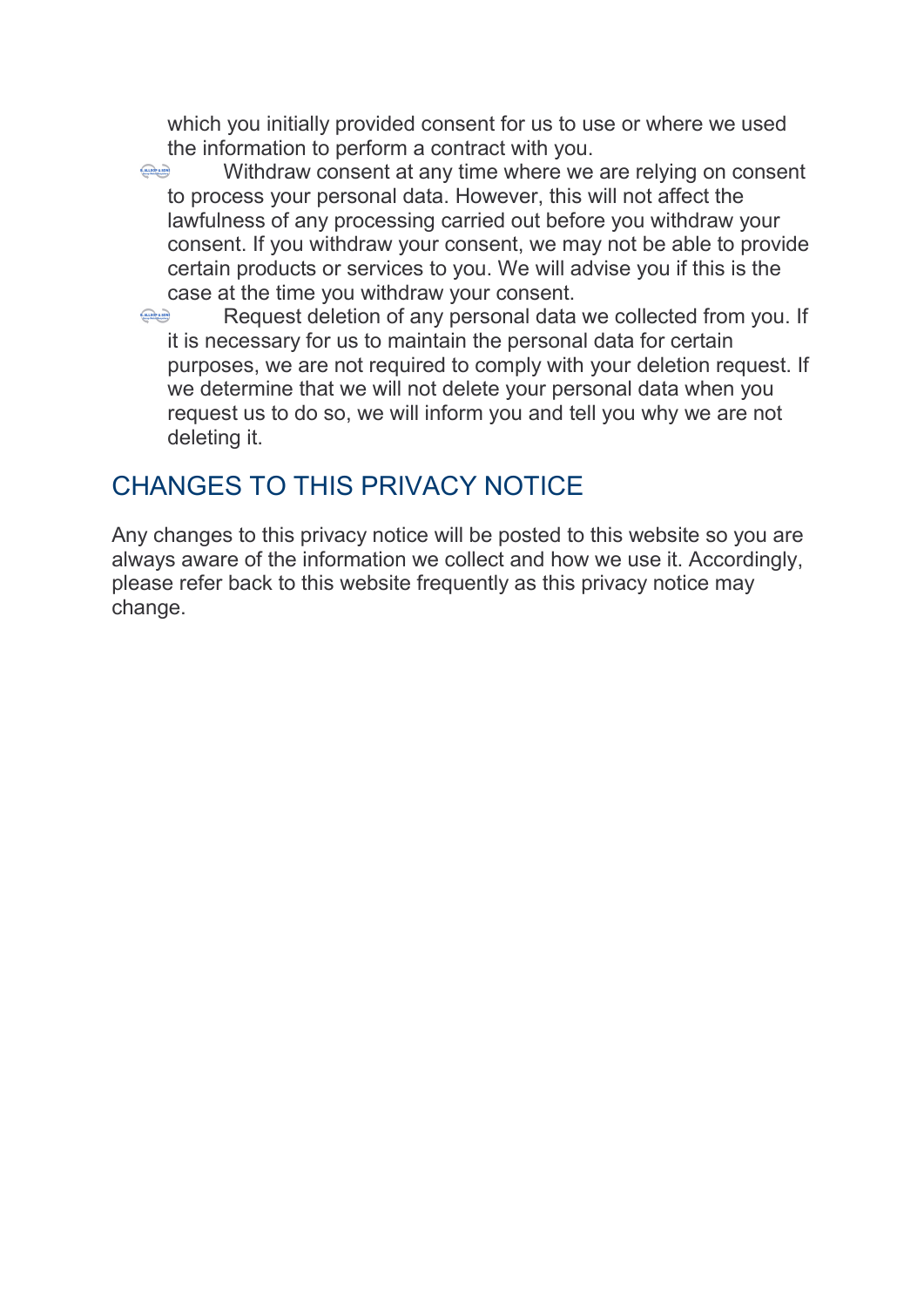which you initially provided consent for us to use or where we used the information to perform a contract with you.

- Withdraw consent at any time where we are relying on consent to process your personal data. However, this will not affect the lawfulness of any processing carried out before you withdraw your consent. If you withdraw your consent, we may not be able to provide certain products or services to you. We will advise you if this is the case at the time you withdraw your consent.
- Request deletion of any personal data we collected from you. If it is necessary for us to maintain the personal data for certain purposes, we are not required to comply with your deletion request. If we determine that we will not delete your personal data when you request us to do so, we will inform you and tell you why we are not deleting it.

## CHANGES TO THIS PRIVACY NOTICE

Any changes to this privacy notice will be posted to this website so you are always aware of the information we collect and how we use it. Accordingly, please refer back to this website frequently as this privacy notice may change.